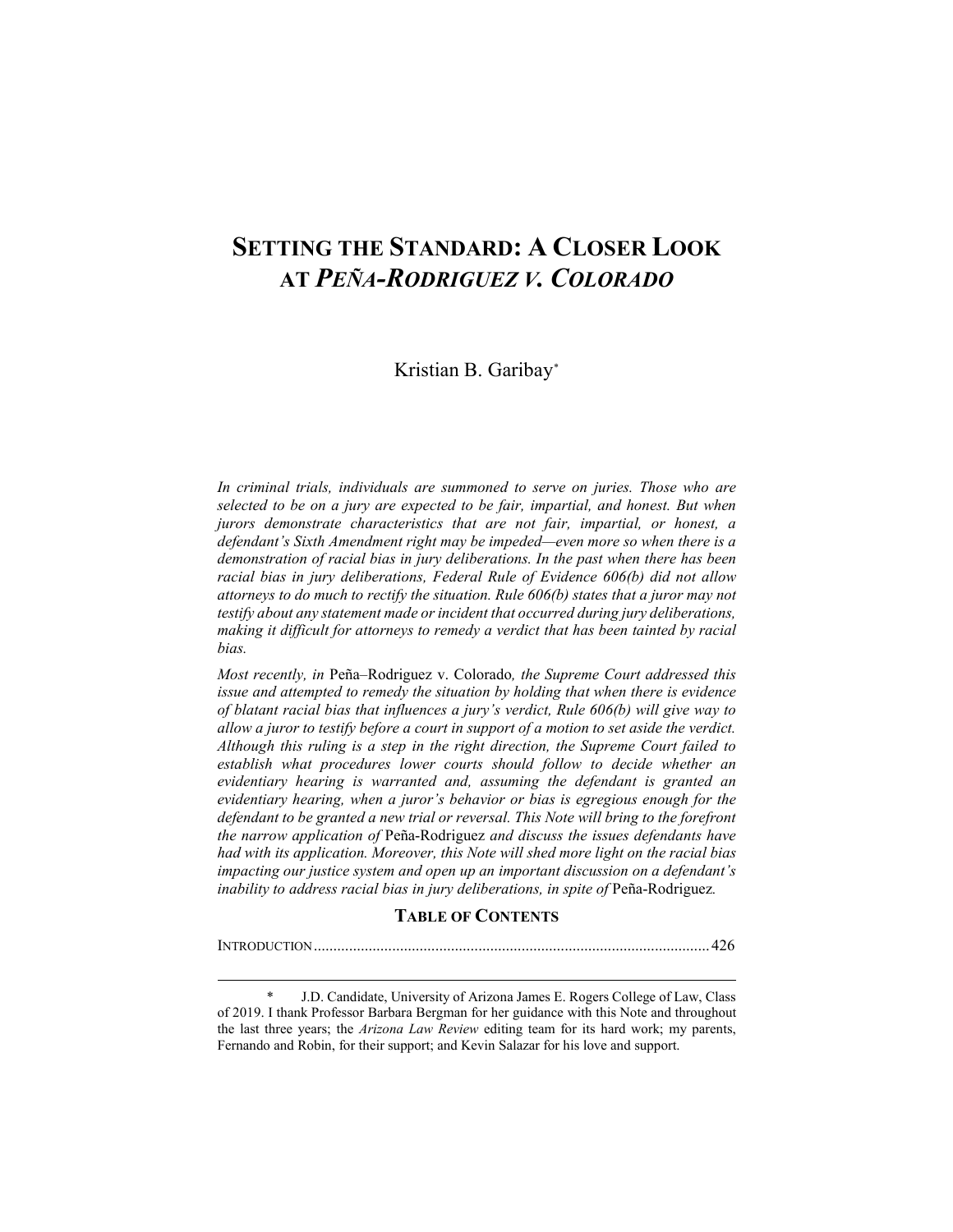# SETTING THE STANDARD: A CLOSER LOOK AT *PEÑA-RODRIGUEZ V. COLORADO*

Kristian B. Garibay*

*In criminal trials, individuals are summoned to serve on juries. Those who are selected to be on a jury are expected to be fair, impartial, and honest. But when jurors demonstrate characteristics that are not fair, impartial, or honest, a defendant's Sixth Amendment right may be impeded—even more so when there is a demonstration of racial bias in jury deliberations. In the past when there has been racial bias in jury deliberations, Federal Rule of Evidence 606(b) did not allow attorneys to do much to rectify the situation. Rule 606(b) states that a juror may not testify about any statement made or incident that occurred during jury deliberations, making it difficult for attorneys to remedy a verdict that has been tainted by racial bias.*

*Most recently, in* Peña–Rodriguez v. Colorado*, the Supreme Court addressed this issue and attempted to remedy the situation by holding that when there is evidence of blatant racial bias that influences a jury's verdict, Rule 606(b) will give way to allow a juror to testify before a court in support of a motion to set aside the verdict. Although this ruling is a step in the right direction, the Supreme Court failed to establish what procedures lower courts should follow to decide whether an evidentiary hearing is warranted and, assuming the defendant is granted an evidentiary hearing, when a juror's behavior or bias is egregious enough for the defendant to be granted a new trial or reversal. This Note will bring to the forefront the narrow application of* Peña-Rodriguez *and discuss the issues defendants have had with its application. Moreover, this Note will shed more light on the racial bias impacting our justice system and open up an important discussion on a defendant's inability to address racial bias in jury deliberations, in spite of* Peña-Rodriguez*.*

## TABLE OF CONTENTS

INTRODUCTION .......... 426

---

\* J.D. Candidate, University of Arizona James E. Rogers College of Law, Class of 2019. I thank Professor Barbara Bergman for her guidance with this Note and throughout the last three years; the *Arizona Law Review* editing team for its hard work; my parents, Fernando and Robin, for their support; and Kevin Salazar for his love and support.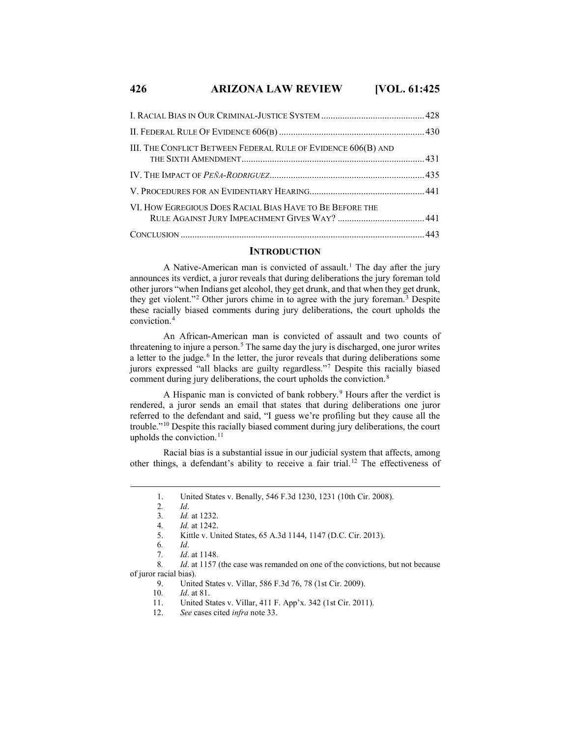I. Racial Bias in Our Criminal-Justice System ........................................... 428

II. Federal Rule Of Evidence 606(b) ............................................................ 430

III. The Conflict Between Federal Rule of Evidence 606(b) and the Sixth Amendment ............................................................................... 431

IV. The Impact of *Peña-Rodriguez* ................................................................ 435

V. Procedures for an Evidentiary Hearing ................................................ 441

VI. How Egregious Does Racial Bias Have to Be Before the Rule Against Jury Impeachment Gives Way? ..................................... 441

Conclusion ...................................................................................................... 443

## Introduction

A Native-American man is convicted of assault.[1] The day after the jury announces its verdict, a juror reveals that during deliberations the jury foreman told other jurors "when Indians get alcohol, they get drunk, and that when they get drunk, they get violent."[2] Other jurors chime in to agree with the jury foreman.[3] Despite these racially biased comments during jury deliberations, the court upholds the conviction.[4]

An African-American man is convicted of assault and two counts of threatening to injure a person.[5] The same day the jury is discharged, one juror writes a letter to the judge.[6] In the letter, the juror reveals that during deliberations some jurors expressed "all blacks are guilty regardless."[7] Despite this racially biased comment during jury deliberations, the court upholds the conviction.[8]

A Hispanic man is convicted of bank robbery.[9] Hours after the verdict is rendered, a juror sends an email that states that during deliberations one juror referred to the defendant and said, "I guess we're profiling but they cause all the trouble."[10] Despite this racially biased comment during jury deliberations, the court upholds the conviction.[11]

Racial bias is a substantial issue in our judicial system that affects, among other things, a defendant's ability to receive a fair trial.[12] The effectiveness of

---

1. United States v. Benally, 546 F.3d 1230, 1231 (10th Cir. 2008).
2. *Id*.
3. *Id.* at 1232.
4. *Id.* at 1242.
5. Kittle v. United States, 65 A.3d 1144, 1147 (D.C. Cir. 2013).
6. *Id*.
7. *Id*. at 1148.
8. *Id*. at 1157 (the case was remanded on one of the convictions, but not because of juror racial bias).
9. United States v. Villar, 586 F.3d 76, 78 (1st Cir. 2009).
10. *Id*. at 81.
11. United States v. Villar, 411 F. App'x. 342 (1st Cir. 2011).
12. *See* cases cited *infra* note 33.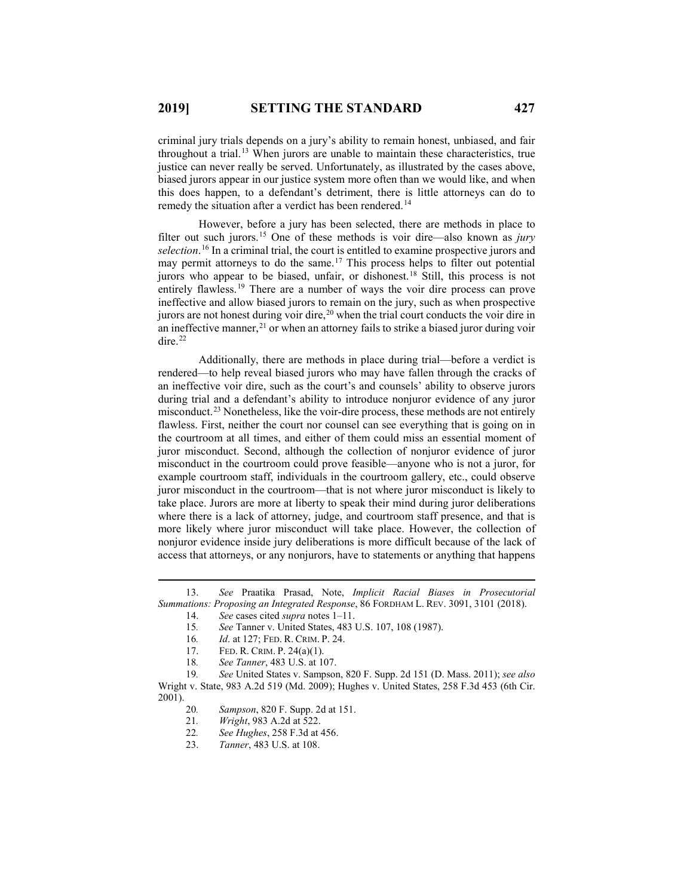criminal jury trials depends on a jury's ability to remain honest, unbiased, and fair throughout a trial.[13] When jurors are unable to maintain these characteristics, true justice can never really be served. Unfortunately, as illustrated by the cases above, biased jurors appear in our justice system more often than we would like, and when this does happen, to a defendant's detriment, there is little attorneys can do to remedy the situation after a verdict has been rendered.[14]

However, before a jury has been selected, there are methods in place to filter out such jurors.[15] One of these methods is voir dire—also known as *jury selection*.[16] In a criminal trial, the court is entitled to examine prospective jurors and may permit attorneys to do the same.[17] This process helps to filter out potential jurors who appear to be biased, unfair, or dishonest.[18] Still, this process is not entirely flawless.[19] There are a number of ways the voir dire process can prove ineffective and allow biased jurors to remain on the jury, such as when prospective jurors are not honest during voir dire,[20] when the trial court conducts the voir dire in an ineffective manner,[21] or when an attorney fails to strike a biased juror during voir dire.[22]

Additionally, there are methods in place during trial—before a verdict is rendered—to help reveal biased jurors who may have fallen through the cracks of an ineffective voir dire, such as the court's and counsels' ability to observe jurors during trial and a defendant's ability to introduce nonjuror evidence of any juror misconduct.[23] Nonetheless, like the voir-dire process, these methods are not entirely flawless. First, neither the court nor counsel can see everything that is going on in the courtroom at all times, and either of them could miss an essential moment of juror misconduct. Second, although the collection of nonjuror evidence of juror misconduct in the courtroom could prove feasible—anyone who is not a juror, for example courtroom staff, individuals in the courtroom gallery, etc., could observe juror misconduct in the courtroom—that is not where juror misconduct is likely to take place. Jurors are more at liberty to speak their mind during juror deliberations where there is a lack of attorney, judge, and courtroom staff presence, and that is more likely where juror misconduct will take place. However, the collection of nonjuror evidence inside jury deliberations is more difficult because of the lack of access that attorneys, or any nonjurors, have to statements or anything that happens

---

13. *See* Praatika Prasad, Note, *Implicit Racial Biases in Prosecutorial Summations: Proposing an Integrated Response*, 86 FORDHAM L. REV. 3091, 3101 (2018).

14. *See* cases cited *supra* notes 1–11.

15. *See* Tanner v. United States, 483 U.S. 107, 108 (1987).

16. *Id*. at 127; FED. R. CRIM. P. 24.

17. FED. R. CRIM. P. 24(a)(1).

18. *See Tanner*, 483 U.S. at 107.

19. *See* United States v. Sampson, 820 F. Supp. 2d 151 (D. Mass. 2011); *see also* Wright v. State, 983 A.2d 519 (Md. 2009); Hughes v. United States, 258 F.3d 453 (6th Cir. 2001).

20. *Sampson*, 820 F. Supp. 2d at 151.

21. *Wright*, 983 A.2d at 522.

22. *See Hughes*, 258 F.3d at 456.

23. *Tanner*, 483 U.S. at 108.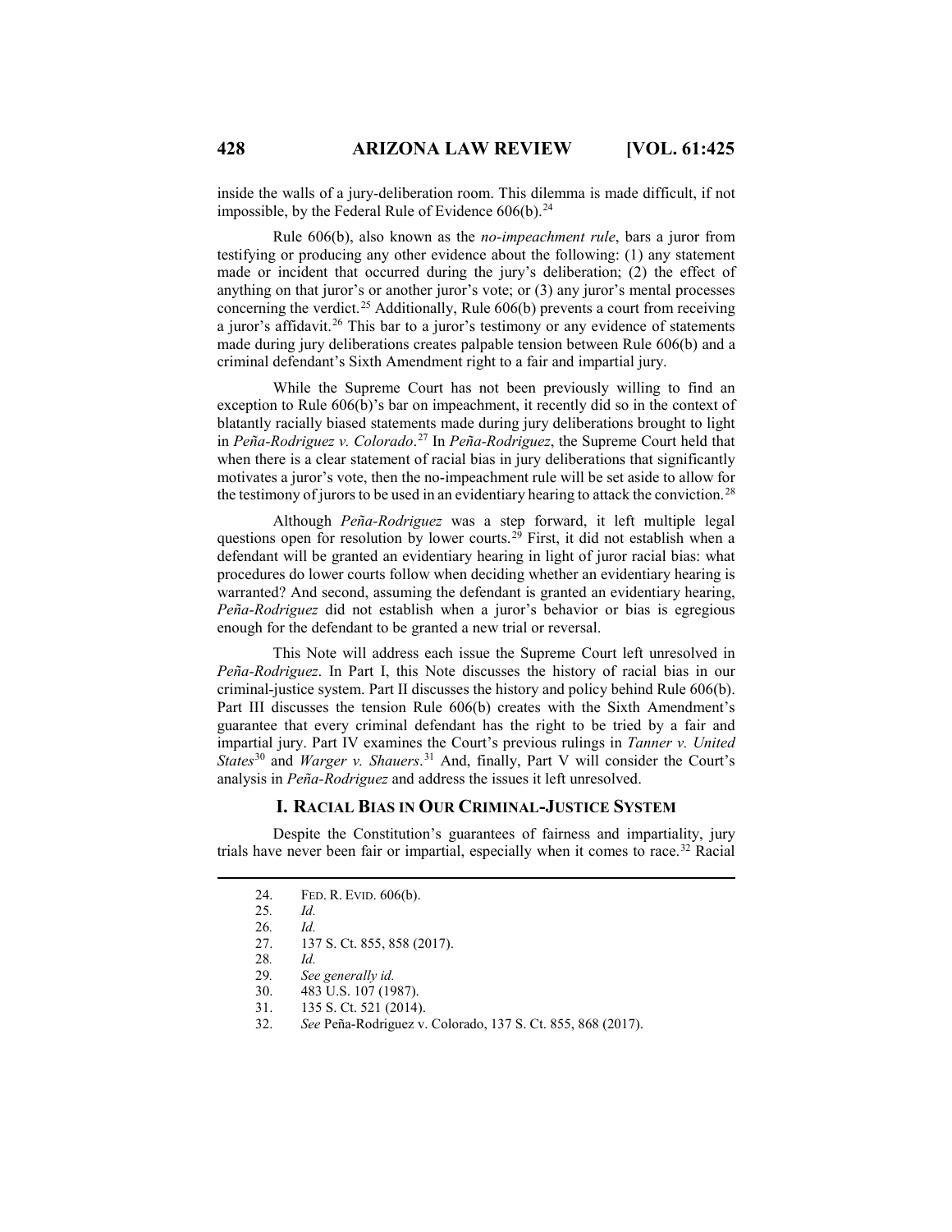inside the walls of a jury-deliberation room. This dilemma is made difficult, if not impossible, by the Federal Rule of Evidence 606(b).[24]

Rule 606(b), also known as the *no-impeachment rule*, bars a juror from testifying or producing any other evidence about the following: (1) any statement made or incident that occurred during the jury's deliberation; (2) the effect of anything on that juror's or another juror's vote; or (3) any juror's mental processes concerning the verdict.[25] Additionally, Rule 606(b) prevents a court from receiving a juror's affidavit.[26] This bar to a juror's testimony or any evidence of statements made during jury deliberations creates palpable tension between Rule 606(b) and a criminal defendant's Sixth Amendment right to a fair and impartial jury.

While the Supreme Court has not been previously willing to find an exception to Rule 606(b)'s bar on impeachment, it recently did so in the context of blatantly racially biased statements made during jury deliberations brought to light in *Peña-Rodriguez v. Colorado*.[27] In *Peña-Rodriguez*, the Supreme Court held that when there is a clear statement of racial bias in jury deliberations that significantly motivates a juror's vote, then the no-impeachment rule will be set aside to allow for the testimony of jurors to be used in an evidentiary hearing to attack the conviction.[28]

Although *Peña-Rodriguez* was a step forward, it left multiple legal questions open for resolution by lower courts.[29] First, it did not establish when a defendant will be granted an evidentiary hearing in light of juror racial bias: what procedures do lower courts follow when deciding whether an evidentiary hearing is warranted? And second, assuming the defendant is granted an evidentiary hearing, *Peña-Rodriguez* did not establish when a juror's behavior or bias is egregious enough for the defendant to be granted a new trial or reversal.

This Note will address each issue the Supreme Court left unresolved in *Peña-Rodriguez*. In Part I, this Note discusses the history of racial bias in our criminal-justice system. Part II discusses the history and policy behind Rule 606(b). Part III discusses the tension Rule 606(b) creates with the Sixth Amendment's guarantee that every criminal defendant has the right to be tried by a fair and impartial jury. Part IV examines the Court's previous rulings in *Tanner v. United States*[30] and *Warger v. Shauers*.[31] And, finally, Part V will consider the Court's analysis in *Peña-Rodriguez* and address the issues it left unresolved.

## I. RACIAL BIAS IN OUR CRIMINAL-JUSTICE SYSTEM

Despite the Constitution's guarantees of fairness and impartiality, jury trials have never been fair or impartial, especially when it comes to race.[32] Racial

---

24. FED. R. EVID. 606(b).
25. *Id.*
26. *Id.*
27. 137 S. Ct. 855, 858 (2017).
28. *Id.*
29. *See generally id.*
30. 483 U.S. 107 (1987).
31. 135 S. Ct. 521 (2014).
32. *See* Peña-Rodriguez v. Colorado, 137 S. Ct. 855, 868 (2017).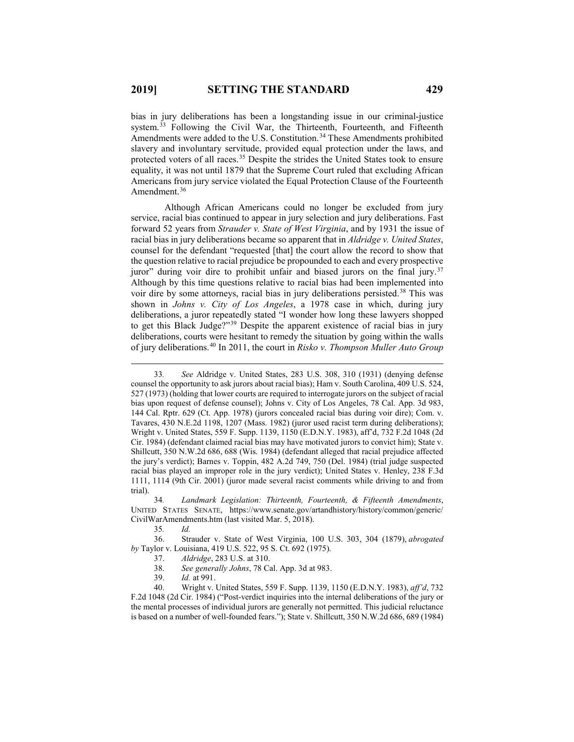bias in jury deliberations has been a longstanding issue in our criminal-justice system.[33] Following the Civil War, the Thirteenth, Fourteenth, and Fifteenth Amendments were added to the U.S. Constitution.[34] These Amendments prohibited slavery and involuntary servitude, provided equal protection under the laws, and protected voters of all races.[35] Despite the strides the United States took to ensure equality, it was not until 1879 that the Supreme Court ruled that excluding African Americans from jury service violated the Equal Protection Clause of the Fourteenth Amendment.[36]

Although African Americans could no longer be excluded from jury service, racial bias continued to appear in jury selection and jury deliberations. Fast forward 52 years from *Strauder v. State of West Virginia*, and by 1931 the issue of racial bias in jury deliberations became so apparent that in *Aldridge v. United States*, counsel for the defendant "requested [that] the court allow the record to show that the question relative to racial prejudice be propounded to each and every prospective juror" during voir dire to prohibit unfair and biased jurors on the final jury.[37] Although by this time questions relative to racial bias had been implemented into voir dire by some attorneys, racial bias in jury deliberations persisted.[38] This was shown in *Johns v. City of Los Angeles*, a 1978 case in which, during jury deliberations, a juror repeatedly stated "I wonder how long these lawyers shopped to get this Black Judge?"[39] Despite the apparent existence of racial bias in jury deliberations, courts were hesitant to remedy the situation by going within the walls of jury deliberations.[40] In 2011, the court in *Risko v. Thompson Muller Auto Group*

---

33. *See* Aldridge v. United States, 283 U.S. 308, 310 (1931) (denying defense counsel the opportunity to ask jurors about racial bias); Ham v. South Carolina, 409 U.S. 524, 527 (1973) (holding that lower courts are required to interrogate jurors on the subject of racial bias upon request of defense counsel); Johns v. City of Los Angeles, 78 Cal. App. 3d 983, 144 Cal. Rptr. 629 (Ct. App. 1978) (jurors concealed racial bias during voir dire); Com. v. Tavares, 430 N.E.2d 1198, 1207 (Mass. 1982) (juror used racist term during deliberations); Wright v. United States, 559 F. Supp. 1139, 1150 (E.D.N.Y. 1983), aff'd, 732 F.2d 1048 (2d Cir. 1984) (defendant claimed racial bias may have motivated jurors to convict him); State v. Shillcutt, 350 N.W.2d 686, 688 (Wis. 1984) (defendant alleged that racial prejudice affected the jury's verdict); Barnes v. Toppin, 482 A.2d 749, 750 (Del. 1984) (trial judge suspected racial bias played an improper role in the jury verdict); United States v. Henley, 238 F.3d 1111, 1114 (9th Cir. 2001) (juror made several racist comments while driving to and from trial).

34. *Landmark Legislation: Thirteenth, Fourteenth, & Fifteenth Amendments*, UNITED STATES SENATE, https://www.senate.gov/artandhistory/history/common/generic/CivilWarAmendments.htm (last visited Mar. 5, 2018).

35. *Id.*

36. Strauder v. State of West Virginia, 100 U.S. 303, 304 (1879), *abrogated by* Taylor v. Louisiana, 419 U.S. 522, 95 S. Ct. 692 (1975).

37. *Aldridge*, 283 U.S. at 310.

38. *See generally Johns*, 78 Cal. App. 3d at 983.

39. *Id.* at 991.

40. Wright v. United States, 559 F. Supp. 1139, 1150 (E.D.N.Y. 1983), *aff'd*, 732 F.2d 1048 (2d Cir. 1984) ("Post-verdict inquiries into the internal deliberations of the jury or the mental processes of individual jurors are generally not permitted. This judicial reluctance is based on a number of well-founded fears."); State v. Shillcutt, 350 N.W.2d 686, 689 (1984)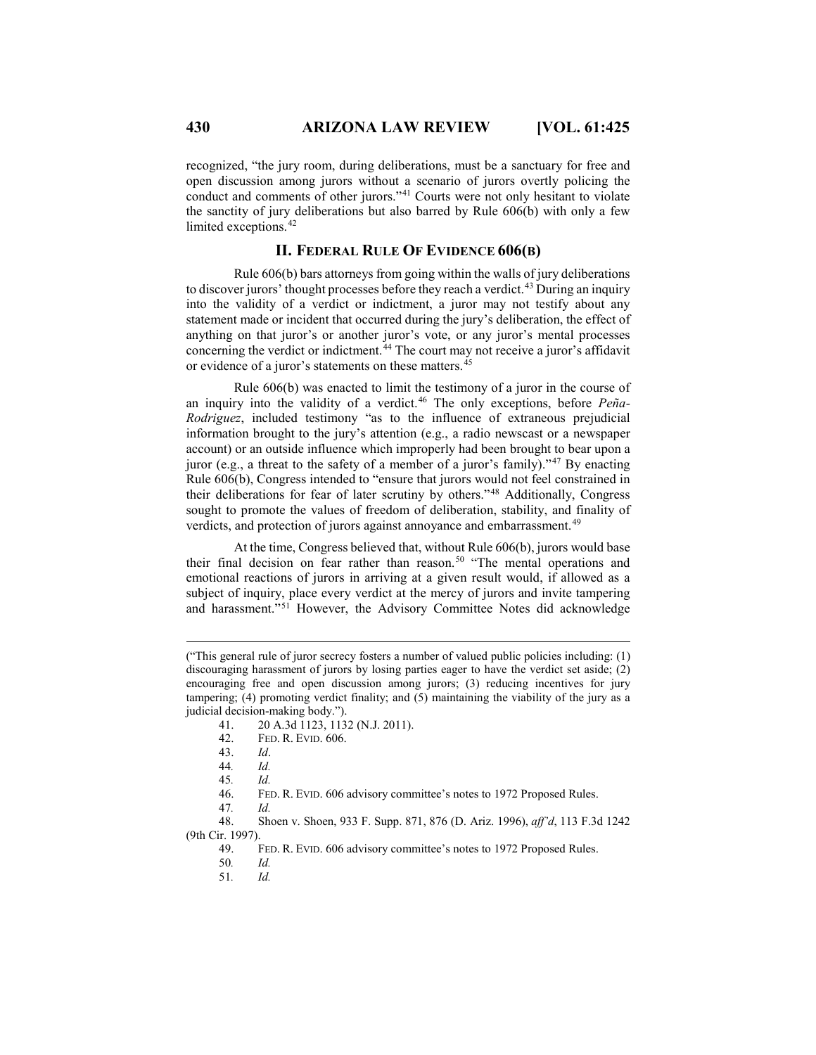recognized, "the jury room, during deliberations, must be a sanctuary for free and open discussion among jurors without a scenario of jurors overtly policing the conduct and comments of other jurors."[41] Courts were not only hesitant to violate the sanctity of jury deliberations but also barred by Rule 606(b) with only a few limited exceptions.[42]

## II. FEDERAL RULE OF EVIDENCE 606(B)

Rule 606(b) bars attorneys from going within the walls of jury deliberations to discover jurors' thought processes before they reach a verdict.[43] During an inquiry into the validity of a verdict or indictment, a juror may not testify about any statement made or incident that occurred during the jury's deliberation, the effect of anything on that juror's or another juror's vote, or any juror's mental processes concerning the verdict or indictment.[44] The court may not receive a juror's affidavit or evidence of a juror's statements on these matters.[45]

Rule 606(b) was enacted to limit the testimony of a juror in the course of an inquiry into the validity of a verdict.[46] The only exceptions, before *Peña-Rodriguez*, included testimony "as to the influence of extraneous prejudicial information brought to the jury's attention (e.g., a radio newscast or a newspaper account) or an outside influence which improperly had been brought to bear upon a juror (e.g., a threat to the safety of a member of a juror's family)."[47] By enacting Rule 606(b), Congress intended to "ensure that jurors would not feel constrained in their deliberations for fear of later scrutiny by others."[48] Additionally, Congress sought to promote the values of freedom of deliberation, stability, and finality of verdicts, and protection of jurors against annoyance and embarrassment.[49]

At the time, Congress believed that, without Rule 606(b), jurors would base their final decision on fear rather than reason.[50] "The mental operations and emotional reactions of jurors in arriving at a given result would, if allowed as a subject of inquiry, place every verdict at the mercy of jurors and invite tampering and harassment."[51] However, the Advisory Committee Notes did acknowledge

---

("This general rule of juror secrecy fosters a number of valued public policies including: (1) discouraging harassment of jurors by losing parties eager to have the verdict set aside; (2) encouraging free and open discussion among jurors; (3) reducing incentives for jury tampering; (4) promoting verdict finality; and (5) maintaining the viability of the jury as a judicial decision-making body.").

41. 20 A.3d 1123, 1132 (N.J. 2011).

42. FED. R. EVID. 606.

43. *Id*.

44. *Id.*

45. *Id.*

46. FED. R. EVID. 606 advisory committee's notes to 1972 Proposed Rules.

47. *Id.*

48. Shoen v. Shoen, 933 F. Supp. 871, 876 (D. Ariz. 1996), *aff'd*, 113 F.3d 1242 (9th Cir. 1997).

49. FED. R. EVID. 606 advisory committee's notes to 1972 Proposed Rules.

50. *Id.*

51. *Id.*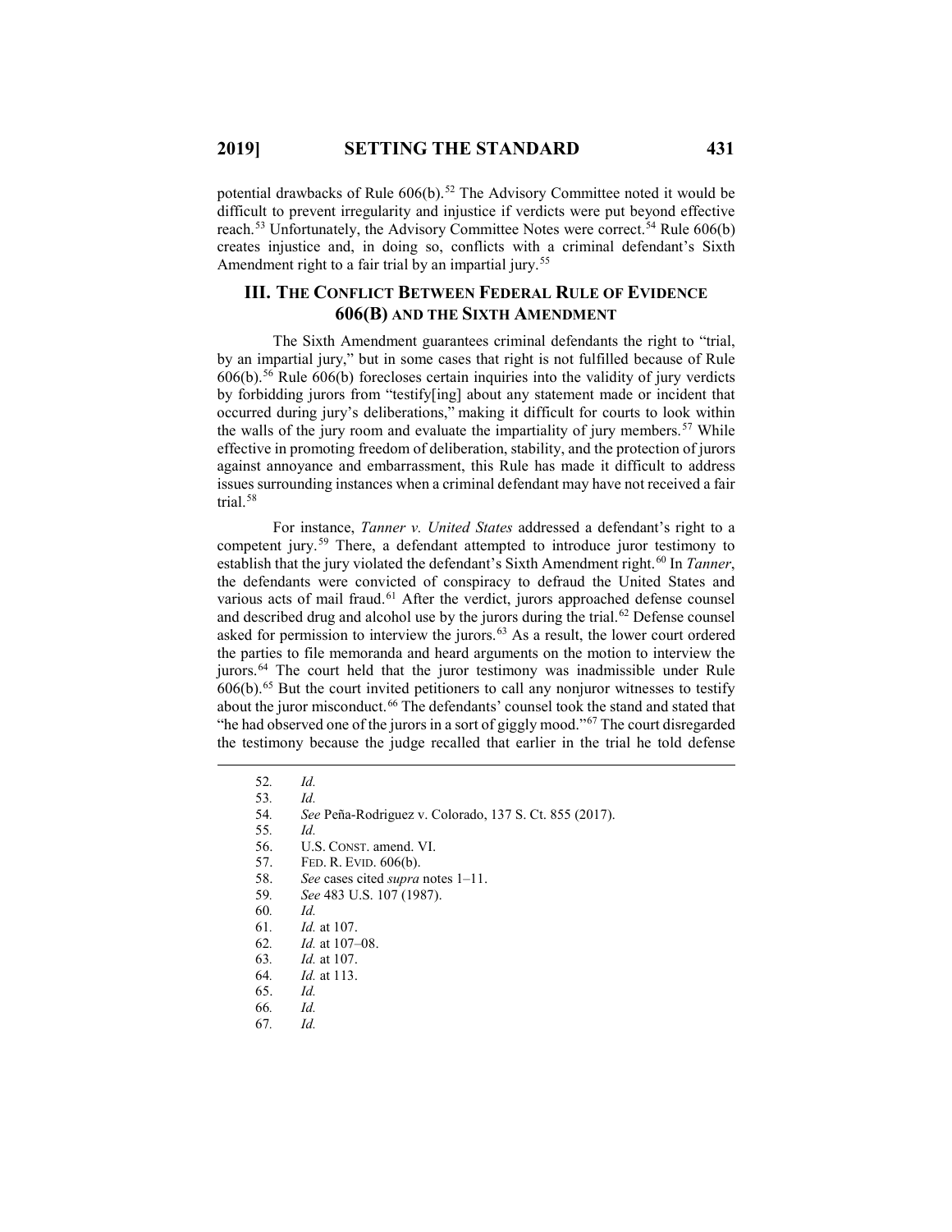potential drawbacks of Rule 606(b).[52] The Advisory Committee noted it would be difficult to prevent irregularity and injustice if verdicts were put beyond effective reach.[53] Unfortunately, the Advisory Committee Notes were correct.[54] Rule 606(b) creates injustice and, in doing so, conflicts with a criminal defendant's Sixth Amendment right to a fair trial by an impartial jury.[55]

## III. The Conflict Between Federal Rule of Evidence 606(B) and the Sixth Amendment

The Sixth Amendment guarantees criminal defendants the right to "trial, by an impartial jury," but in some cases that right is not fulfilled because of Rule 606(b).[56] Rule 606(b) forecloses certain inquiries into the validity of jury verdicts by forbidding jurors from "testify[ing] about any statement made or incident that occurred during jury's deliberations," making it difficult for courts to look within the walls of the jury room and evaluate the impartiality of jury members.[57] While effective in promoting freedom of deliberation, stability, and the protection of jurors against annoyance and embarrassment, this Rule has made it difficult to address issues surrounding instances when a criminal defendant may have not received a fair trial.[58]

For instance, *Tanner v. United States* addressed a defendant's right to a competent jury.[59] There, a defendant attempted to introduce juror testimony to establish that the jury violated the defendant's Sixth Amendment right.[60] In *Tanner*, the defendants were convicted of conspiracy to defraud the United States and various acts of mail fraud.[61] After the verdict, jurors approached defense counsel and described drug and alcohol use by the jurors during the trial.[62] Defense counsel asked for permission to interview the jurors.[63] As a result, the lower court ordered the parties to file memoranda and heard arguments on the motion to interview the jurors.[64] The court held that the juror testimony was inadmissible under Rule 606(b).[65] But the court invited petitioners to call any nonjuror witnesses to testify about the juror misconduct.[66] The defendants' counsel took the stand and stated that "he had observed one of the jurors in a sort of giggly mood."[67] The court disregarded the testimony because the judge recalled that earlier in the trial he told defense

---

52. *Id.*
53. *Id.*
54. *See* Peña-Rodriguez v. Colorado, 137 S. Ct. 855 (2017).
55. *Id.*
56. U.S. Const. amend. VI.
57. Fed. R. Evid. 606(b).
58. *See* cases cited *supra* notes 1–11.
59. *See* 483 U.S. 107 (1987).
60. *Id.*
61. *Id.* at 107.
62. *Id.* at 107–08.
63. *Id.* at 107.
64. *Id.* at 113.
65. *Id.*
66. *Id.*
67. *Id.*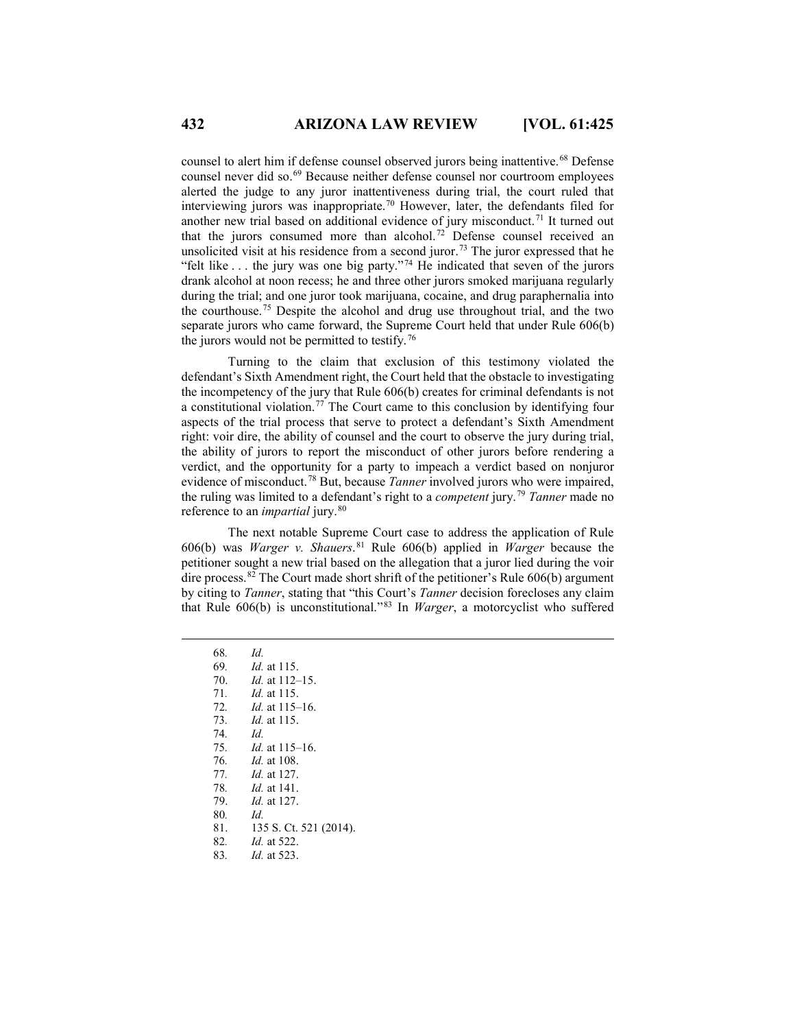counsel to alert him if defense counsel observed jurors being inattentive.[68] Defense counsel never did so.[69] Because neither defense counsel nor courtroom employees alerted the judge to any juror inattentiveness during trial, the court ruled that interviewing jurors was inappropriate.[70] However, later, the defendants filed for another new trial based on additional evidence of jury misconduct.[71] It turned out that the jurors consumed more than alcohol.[72] Defense counsel received an unsolicited visit at his residence from a second juror.[73] The juror expressed that he "felt like . . . the jury was one big party."[74] He indicated that seven of the jurors drank alcohol at noon recess; he and three other jurors smoked marijuana regularly during the trial; and one juror took marijuana, cocaine, and drug paraphernalia into the courthouse.[75] Despite the alcohol and drug use throughout trial, and the two separate jurors who came forward, the Supreme Court held that under Rule 606(b) the jurors would not be permitted to testify.[76]

Turning to the claim that exclusion of this testimony violated the defendant's Sixth Amendment right, the Court held that the obstacle to investigating the incompetency of the jury that Rule 606(b) creates for criminal defendants is not a constitutional violation.[77] The Court came to this conclusion by identifying four aspects of the trial process that serve to protect a defendant's Sixth Amendment right: voir dire, the ability of counsel and the court to observe the jury during trial, the ability of jurors to report the misconduct of other jurors before rendering a verdict, and the opportunity for a party to impeach a verdict based on nonjuror evidence of misconduct.[78] But, because *Tanner* involved jurors who were impaired, the ruling was limited to a defendant's right to a *competent* jury.[79] *Tanner* made no reference to an *impartial* jury.[80]

The next notable Supreme Court case to address the application of Rule 606(b) was *Warger v. Shauers*.[81] Rule 606(b) applied in *Warger* because the petitioner sought a new trial based on the allegation that a juror lied during the voir dire process.[82] The Court made short shrift of the petitioner's Rule 606(b) argument by citing to *Tanner*, stating that "this Court's *Tanner* decision forecloses any claim that Rule 606(b) is unconstitutional."[83] In *Warger*, a motorcyclist who suffered

---

68. *Id.*
69. *Id.* at 115.
70. *Id.* at 112–15.
71. *Id.* at 115.
72. *Id.* at 115–16.
73. *Id.* at 115.
74. *Id.*
75. *Id.* at 115–16.
76. *Id.* at 108.
77. *Id.* at 127.
78. *Id.* at 141.
79. *Id.* at 127.
80. *Id.*
81. 135 S. Ct. 521 (2014).
82. *Id.* at 522.
83. *Id.* at 523.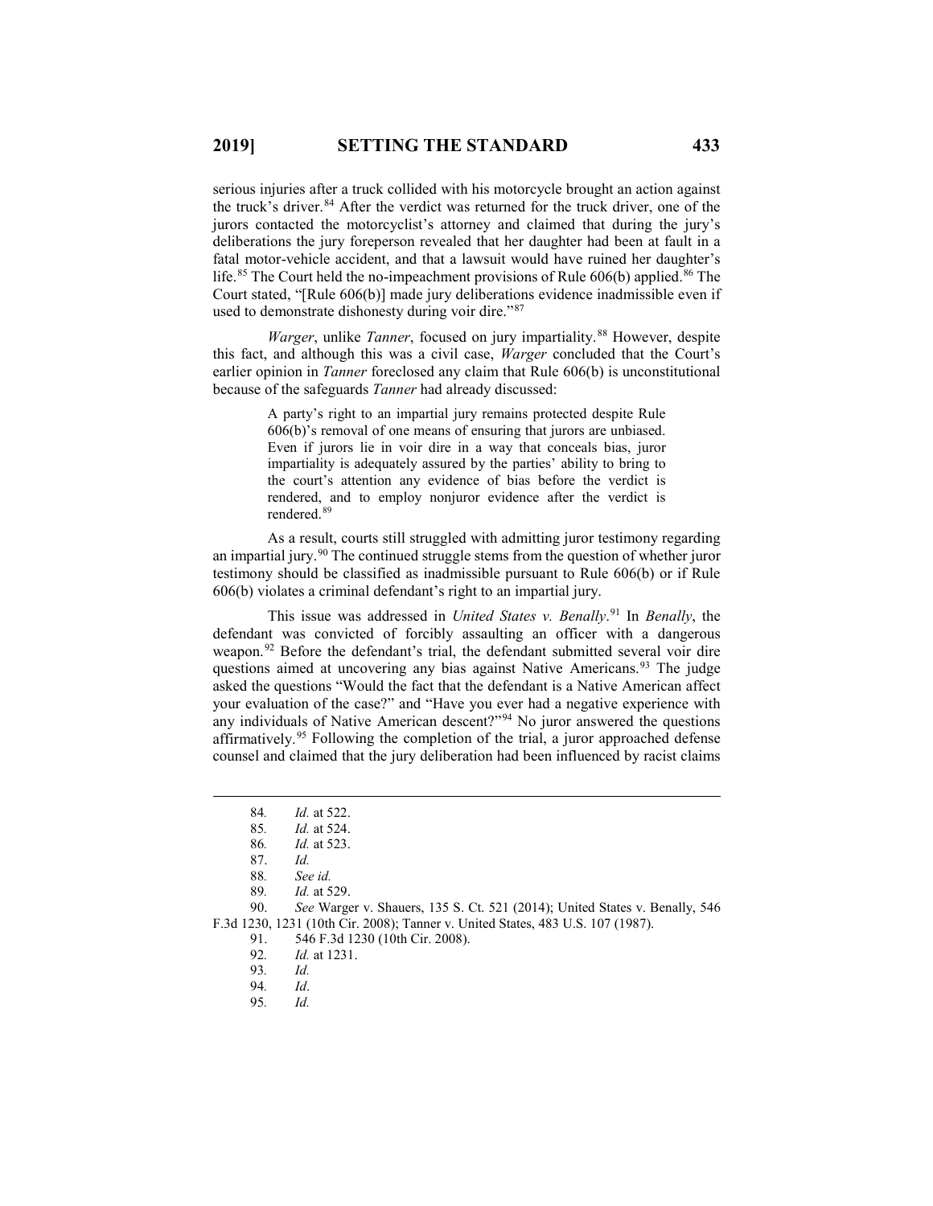serious injuries after a truck collided with his motorcycle brought an action against the truck's driver.[84] After the verdict was returned for the truck driver, one of the jurors contacted the motorcyclist's attorney and claimed that during the jury's deliberations the jury foreperson revealed that her daughter had been at fault in a fatal motor-vehicle accident, and that a lawsuit would have ruined her daughter's life.[85] The Court held the no-impeachment provisions of Rule 606(b) applied.[86] The Court stated, "[Rule 606(b)] made jury deliberations evidence inadmissible even if used to demonstrate dishonesty during voir dire."[87]

*Warger*, unlike *Tanner*, focused on jury impartiality.[88] However, despite this fact, and although this was a civil case, *Warger* concluded that the Court's earlier opinion in *Tanner* foreclosed any claim that Rule 606(b) is unconstitutional because of the safeguards *Tanner* had already discussed:

> A party's right to an impartial jury remains protected despite Rule 606(b)'s removal of one means of ensuring that jurors are unbiased. Even if jurors lie in voir dire in a way that conceals bias, juror impartiality is adequately assured by the parties' ability to bring to the court's attention any evidence of bias before the verdict is rendered, and to employ nonjuror evidence after the verdict is rendered.[89]

As a result, courts still struggled with admitting juror testimony regarding an impartial jury.[90] The continued struggle stems from the question of whether juror testimony should be classified as inadmissible pursuant to Rule 606(b) or if Rule 606(b) violates a criminal defendant's right to an impartial jury.

This issue was addressed in *United States v. Benally*.[91] In *Benally*, the defendant was convicted of forcibly assaulting an officer with a dangerous weapon.[92] Before the defendant's trial, the defendant submitted several voir dire questions aimed at uncovering any bias against Native Americans.[93] The judge asked the questions "Would the fact that the defendant is a Native American affect your evaluation of the case?" and "Have you ever had a negative experience with any individuals of Native American descent?"[94] No juror answered the questions affirmatively.[95] Following the completion of the trial, a juror approached defense counsel and claimed that the jury deliberation had been influenced by racist claims

---

84. *Id.* at 522.
85. *Id.* at 524.
86. *Id.* at 523.
87. *Id.*
88. *See id.*
89. *Id.* at 529.
90. *See* Warger v. Shauers, 135 S. Ct. 521 (2014); United States v. Benally, 546 F.3d 1230, 1231 (10th Cir. 2008); Tanner v. United States, 483 U.S. 107 (1987).
91. 546 F.3d 1230 (10th Cir. 2008).
92. *Id.* at 1231.
93. *Id.*
94. *Id*.
95. *Id.*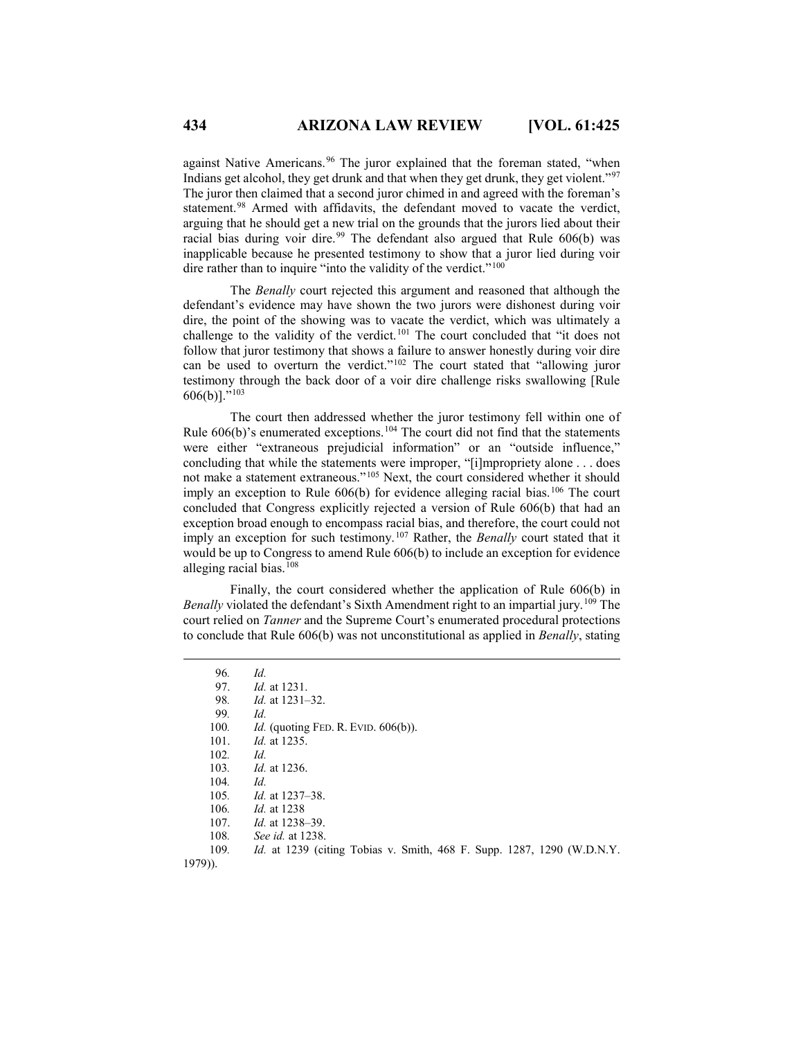against Native Americans.[96] The juror explained that the foreman stated, "when Indians get alcohol, they get drunk and that when they get drunk, they get violent."[97] The juror then claimed that a second juror chimed in and agreed with the foreman's statement.[98] Armed with affidavits, the defendant moved to vacate the verdict, arguing that he should get a new trial on the grounds that the jurors lied about their racial bias during voir dire.[99] The defendant also argued that Rule 606(b) was inapplicable because he presented testimony to show that a juror lied during voir dire rather than to inquire "into the validity of the verdict."[100]

The *Benally* court rejected this argument and reasoned that although the defendant's evidence may have shown the two jurors were dishonest during voir dire, the point of the showing was to vacate the verdict, which was ultimately a challenge to the validity of the verdict.[101] The court concluded that "it does not follow that juror testimony that shows a failure to answer honestly during voir dire can be used to overturn the verdict."[102] The court stated that "allowing juror testimony through the back door of a voir dire challenge risks swallowing [Rule 606(b)]."[103]

The court then addressed whether the juror testimony fell within one of Rule 606(b)'s enumerated exceptions.[104] The court did not find that the statements were either "extraneous prejudicial information" or an "outside influence," concluding that while the statements were improper, "[i]mpropriety alone . . . does not make a statement extraneous."[105] Next, the court considered whether it should imply an exception to Rule 606(b) for evidence alleging racial bias.[106] The court concluded that Congress explicitly rejected a version of Rule 606(b) that had an exception broad enough to encompass racial bias, and therefore, the court could not imply an exception for such testimony.[107] Rather, the *Benally* court stated that it would be up to Congress to amend Rule 606(b) to include an exception for evidence alleging racial bias.[108]

Finally, the court considered whether the application of Rule 606(b) in *Benally* violated the defendant's Sixth Amendment right to an impartial jury.[109] The court relied on *Tanner* and the Supreme Court's enumerated procedural protections to conclude that Rule 606(b) was not unconstitutional as applied in *Benally*, stating

---

96. *Id.*
97. *Id.* at 1231.
98. *Id.* at 1231–32.
99. *Id.*
100. *Id.* (quoting FED. R. EVID. 606(b)).
101. *Id.* at 1235.
102. *Id.*
103. *Id.* at 1236.
104. *Id.*
105. *Id.* at 1237–38.
106. *Id.* at 1238
107. *Id.* at 1238–39.
108. *See id.* at 1238.
109. *Id.* at 1239 (citing Tobias v. Smith, 468 F. Supp. 1287, 1290 (W.D.N.Y. 1979)).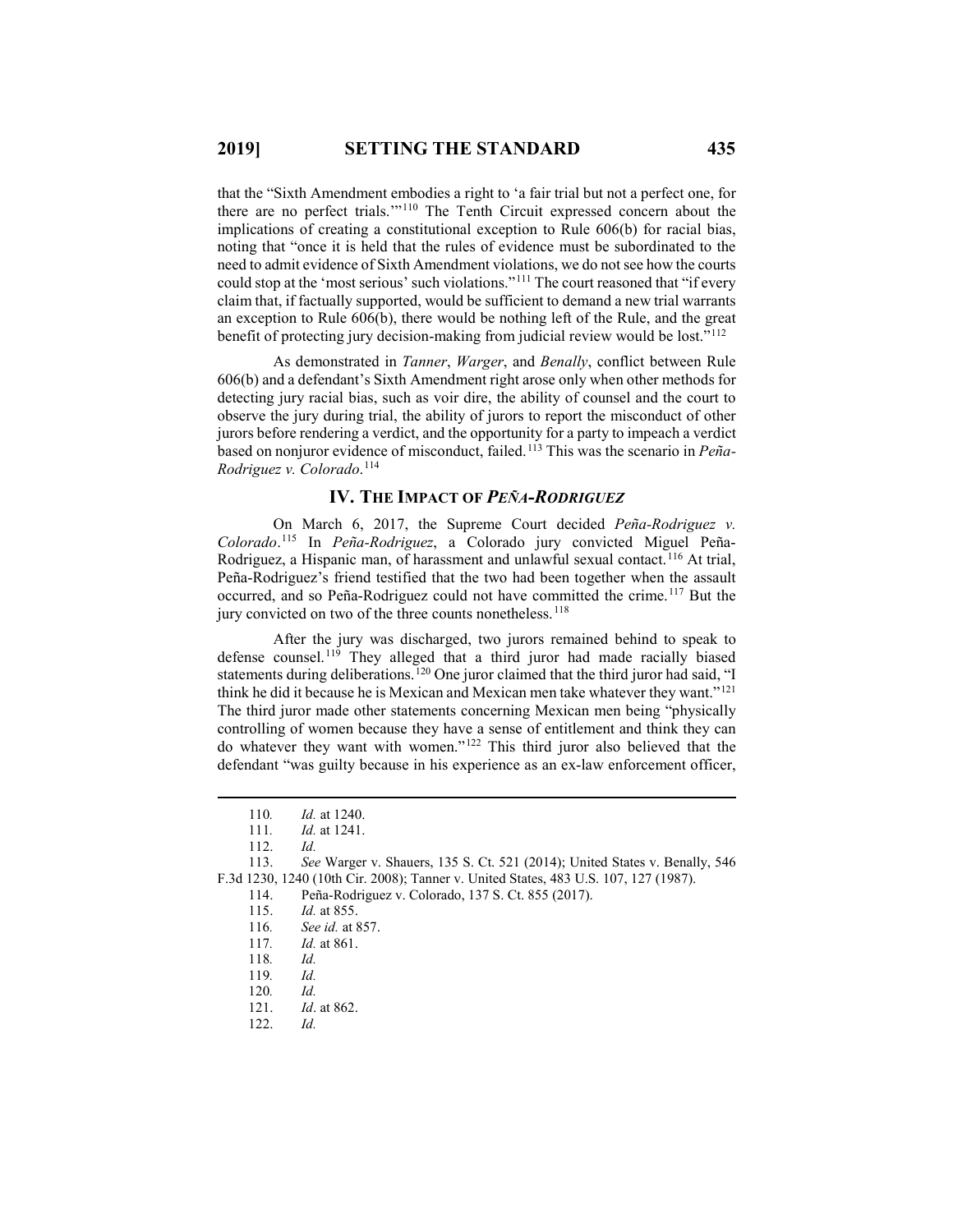that the "Sixth Amendment embodies a right to 'a fair trial but not a perfect one, for there are no perfect trials.'"[110] The Tenth Circuit expressed concern about the implications of creating a constitutional exception to Rule 606(b) for racial bias, noting that "once it is held that the rules of evidence must be subordinated to the need to admit evidence of Sixth Amendment violations, we do not see how the courts could stop at the 'most serious' such violations."[111] The court reasoned that "if every claim that, if factually supported, would be sufficient to demand a new trial warrants an exception to Rule 606(b), there would be nothing left of the Rule, and the great benefit of protecting jury decision-making from judicial review would be lost."[112]

As demonstrated in *Tanner*, *Warger*, and *Benally*, conflict between Rule 606(b) and a defendant's Sixth Amendment right arose only when other methods for detecting jury racial bias, such as voir dire, the ability of counsel and the court to observe the jury during trial, the ability of jurors to report the misconduct of other jurors before rendering a verdict, and the opportunity for a party to impeach a verdict based on nonjuror evidence of misconduct, failed.[113] This was the scenario in *Peña-Rodriguez v. Colorado*.[114]

## IV. The Impact of *Peña-Rodriguez*

On March 6, 2017, the Supreme Court decided *Peña-Rodriguez v. Colorado*.[115] In *Peña-Rodriguez*, a Colorado jury convicted Miguel Peña-Rodriguez, a Hispanic man, of harassment and unlawful sexual contact.[116] At trial, Peña-Rodriguez's friend testified that the two had been together when the assault occurred, and so Peña-Rodriguez could not have committed the crime.[117] But the jury convicted on two of the three counts nonetheless.[118]

After the jury was discharged, two jurors remained behind to speak to defense counsel.[119] They alleged that a third juror had made racially biased statements during deliberations.[120] One juror claimed that the third juror had said, "I think he did it because he is Mexican and Mexican men take whatever they want."[121] The third juror made other statements concerning Mexican men being "physically controlling of women because they have a sense of entitlement and think they can do whatever they want with women."[122] This third juror also believed that the defendant "was guilty because in his experience as an ex-law enforcement officer,

---

110. *Id.* at 1240.

111. *Id.* at 1241.

112. *Id.*

113. *See* Warger v. Shauers, 135 S. Ct. 521 (2014); United States v. Benally, 546 F.3d 1230, 1240 (10th Cir. 2008); Tanner v. United States, 483 U.S. 107, 127 (1987).

114. Peña-Rodriguez v. Colorado, 137 S. Ct. 855 (2017).

115. *Id.* at 855.

116. *See id.* at 857.

117. *Id.* at 861.

118. *Id.*

119. *Id.*

120. *Id.*

121. *Id*. at 862.

122. *Id.*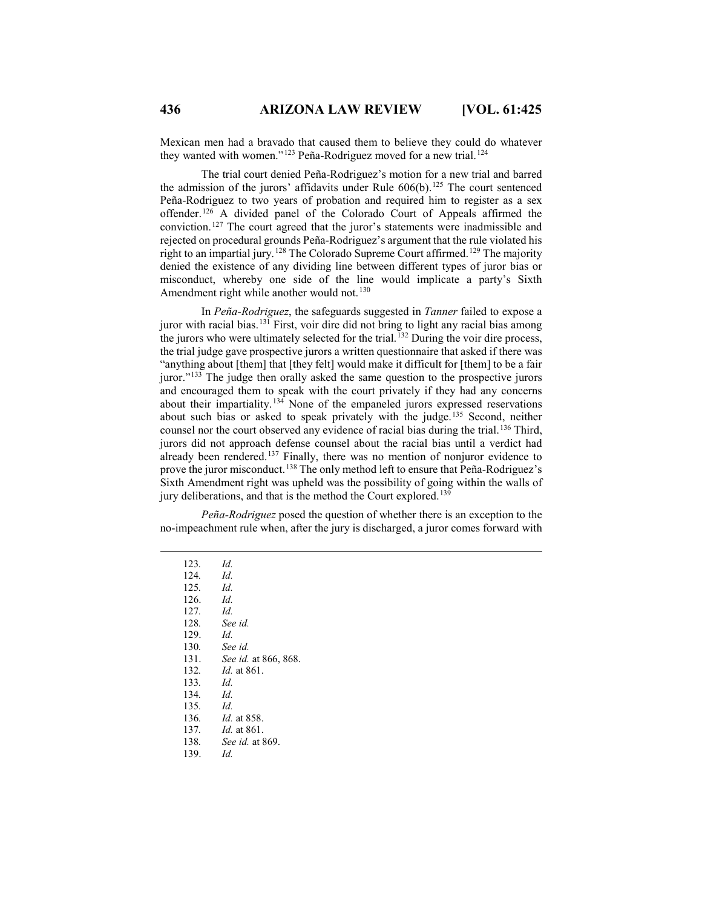Mexican men had a bravado that caused them to believe they could do whatever they wanted with women."[123] Peña-Rodriguez moved for a new trial.[124]

The trial court denied Peña-Rodriguez's motion for a new trial and barred the admission of the jurors' affidavits under Rule 606(b).[125] The court sentenced Peña-Rodriguez to two years of probation and required him to register as a sex offender.[126] A divided panel of the Colorado Court of Appeals affirmed the conviction.[127] The court agreed that the juror's statements were inadmissible and rejected on procedural grounds Peña-Rodriguez's argument that the rule violated his right to an impartial jury.[128] The Colorado Supreme Court affirmed.[129] The majority denied the existence of any dividing line between different types of juror bias or misconduct, whereby one side of the line would implicate a party's Sixth Amendment right while another would not.[130]

In *Peña-Rodriguez*, the safeguards suggested in *Tanner* failed to expose a juror with racial bias.[131] First, voir dire did not bring to light any racial bias among the jurors who were ultimately selected for the trial.[132] During the voir dire process, the trial judge gave prospective jurors a written questionnaire that asked if there was "anything about [them] that [they felt] would make it difficult for [them] to be a fair juror."[133] The judge then orally asked the same question to the prospective jurors and encouraged them to speak with the court privately if they had any concerns about their impartiality.[134] None of the empaneled jurors expressed reservations about such bias or asked to speak privately with the judge.[135] Second, neither counsel nor the court observed any evidence of racial bias during the trial.[136] Third, jurors did not approach defense counsel about the racial bias until a verdict had already been rendered.[137] Finally, there was no mention of nonjuror evidence to prove the juror misconduct.[138] The only method left to ensure that Peña-Rodriguez's Sixth Amendment right was upheld was the possibility of going within the walls of jury deliberations, and that is the method the Court explored.[139]

*Peña-Rodriguez* posed the question of whether there is an exception to the no-impeachment rule when, after the jury is discharged, a juror comes forward with

---

123. *Id.*
124. *Id.*
125. *Id.*
126. *Id.*
127. *Id.*
128. *See id.*
129. *Id.*
130. *See id.*
131. *See id.* at 866, 868.
132. *Id.* at 861.
133. *Id.*
134. *Id.*
135. *Id.*
136. *Id.* at 858.
137. *Id.* at 861.
138. *See id.* at 869.
139. *Id.*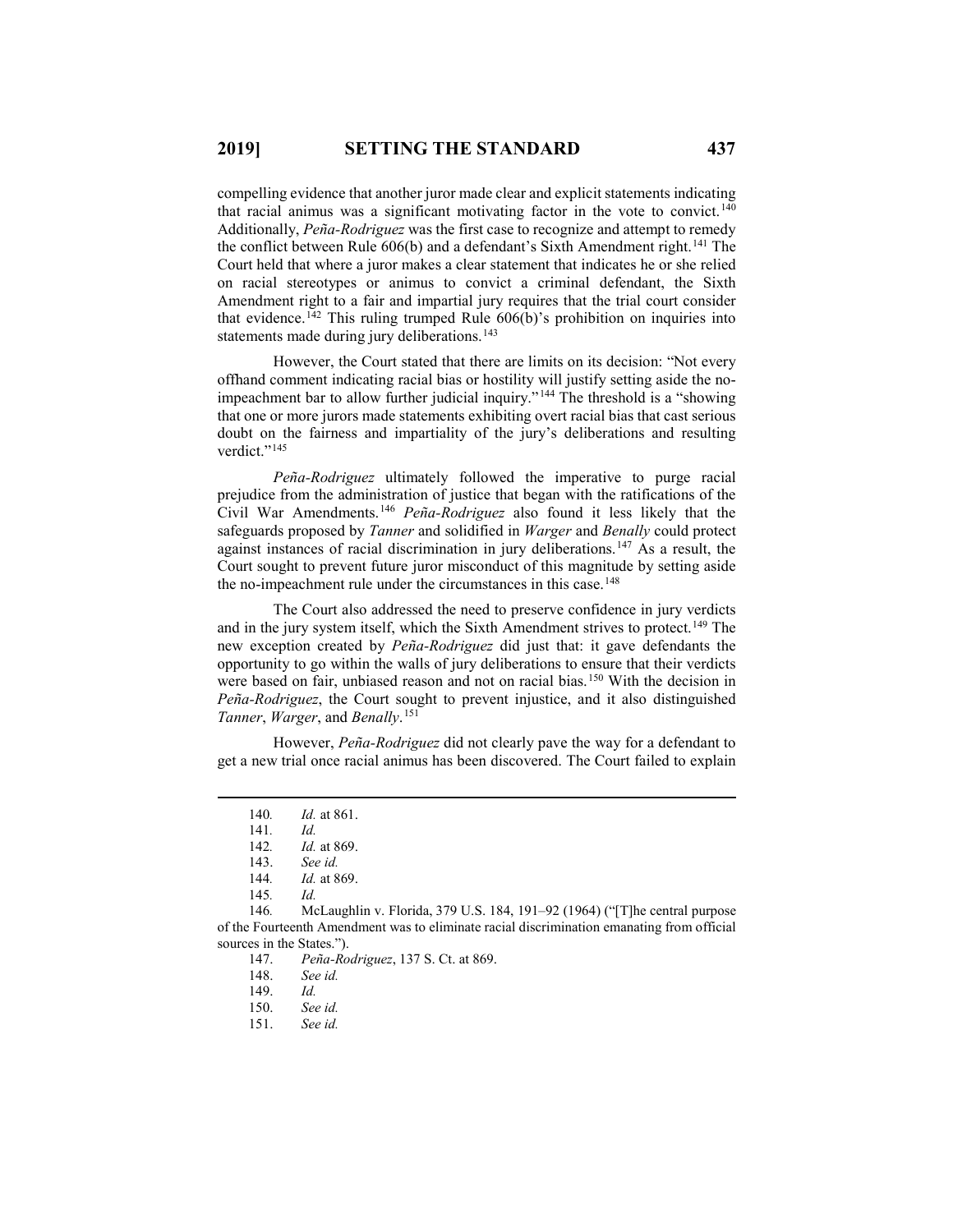compelling evidence that another juror made clear and explicit statements indicating that racial animus was a significant motivating factor in the vote to convict.[140] Additionally, *Peña-Rodriguez* was the first case to recognize and attempt to remedy the conflict between Rule 606(b) and a defendant's Sixth Amendment right.[141] The Court held that where a juror makes a clear statement that indicates he or she relied on racial stereotypes or animus to convict a criminal defendant, the Sixth Amendment right to a fair and impartial jury requires that the trial court consider that evidence.[142] This ruling trumped Rule 606(b)'s prohibition on inquiries into statements made during jury deliberations.[143]

However, the Court stated that there are limits on its decision: "Not every offhand comment indicating racial bias or hostility will justify setting aside the no-impeachment bar to allow further judicial inquiry."[144] The threshold is a "showing that one or more jurors made statements exhibiting overt racial bias that cast serious doubt on the fairness and impartiality of the jury's deliberations and resulting verdict."[145]

*Peña-Rodriguez* ultimately followed the imperative to purge racial prejudice from the administration of justice that began with the ratifications of the Civil War Amendments.[146] *Peña-Rodriguez* also found it less likely that the safeguards proposed by *Tanner* and solidified in *Warger* and *Benally* could protect against instances of racial discrimination in jury deliberations.[147] As a result, the Court sought to prevent future juror misconduct of this magnitude by setting aside the no-impeachment rule under the circumstances in this case.[148]

The Court also addressed the need to preserve confidence in jury verdicts and in the jury system itself, which the Sixth Amendment strives to protect.[149] The new exception created by *Peña-Rodriguez* did just that: it gave defendants the opportunity to go within the walls of jury deliberations to ensure that their verdicts were based on fair, unbiased reason and not on racial bias.[150] With the decision in *Peña-Rodriguez*, the Court sought to prevent injustice, and it also distinguished *Tanner*, *Warger*, and *Benally*.[151]

However, *Peña-Rodriguez* did not clearly pave the way for a defendant to get a new trial once racial animus has been discovered. The Court failed to explain

---

140. *Id.* at 861.

141. *Id.*

142. *Id.* at 869.

143. *See id.*

144. *Id.* at 869.

145. *Id.*

146. McLaughlin v. Florida, 379 U.S. 184, 191–92 (1964) ("[T]he central purpose of the Fourteenth Amendment was to eliminate racial discrimination emanating from official sources in the States.").

147. *Peña-Rodriguez*, 137 S. Ct. at 869.

148. *See id.*

149. *Id.*

150. *See id.*

151. *See id.*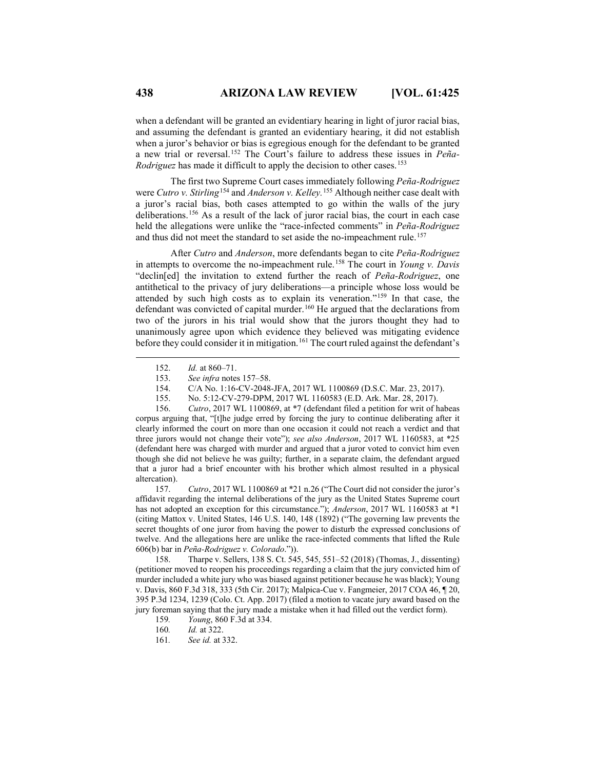when a defendant will be granted an evidentiary hearing in light of juror racial bias, and assuming the defendant is granted an evidentiary hearing, it did not establish when a juror's behavior or bias is egregious enough for the defendant to be granted a new trial or reversal.[152] The Court's failure to address these issues in *Peña-Rodriguez* has made it difficult to apply the decision to other cases.[153]

The first two Supreme Court cases immediately following *Peña-Rodriguez* were *Cutro v. Stirling*[154] and *Anderson v. Kelley.*[155] Although neither case dealt with a juror's racial bias, both cases attempted to go within the walls of the jury deliberations.[156] As a result of the lack of juror racial bias, the court in each case held the allegations were unlike the "race-infected comments" in *Peña-Rodriguez* and thus did not meet the standard to set aside the no-impeachment rule.[157]

After *Cutro* and *Anderson*, more defendants began to cite *Peña-Rodriguez* in attempts to overcome the no-impeachment rule.[158] The court in *Young v. Davis* "declin[ed] the invitation to extend further the reach of *Peña-Rodriguez*, one antithetical to the privacy of jury deliberations—a principle whose loss would be attended by such high costs as to explain its veneration."[159] In that case, the defendant was convicted of capital murder.[160] He argued that the declarations from two of the jurors in his trial would show that the jurors thought they had to unanimously agree upon which evidence they believed was mitigating evidence before they could consider it in mitigation.[161] The court ruled against the defendant's

---

152. *Id.* at 860–71.

153. *See infra* notes 157–58.

154. C/A No. 1:16-CV-2048-JFA, 2017 WL 1100869 (D.S.C. Mar. 23, 2017).

155. No. 5:12-CV-279-DPM, 2017 WL 1160583 (E.D. Ark. Mar. 28, 2017).

156. *Cutro*, 2017 WL 1100869, at *7 (defendant filed a petition for writ of habeas corpus arguing that, "[t]he judge erred by forcing the jury to continue deliberating after it clearly informed the court on more than one occasion it could not reach a verdict and that three jurors would not change their vote"); *see also Anderson*, 2017 WL 1160583, at *25 (defendant here was charged with murder and argued that a juror voted to convict him even though she did not believe he was guilty; further, in a separate claim, the defendant argued that a juror had a brief encounter with his brother which almost resulted in a physical altercation).

157. *Cutro*, 2017 WL 1100869 at *21 n.26 ("The Court did not consider the juror's affidavit regarding the internal deliberations of the jury as the United States Supreme court has not adopted an exception for this circumstance."); *Anderson*, 2017 WL 1160583 at *1 (citing Mattox v. United States, 146 U.S. 140, 148 (1892) ("The governing law prevents the secret thoughts of one juror from having the power to disturb the expressed conclusions of twelve. And the allegations here are unlike the race-infected comments that lifted the Rule 606(b) bar in *Peña-Rodriguez v. Colorado*.")).

158. Tharpe v. Sellers, 138 S. Ct. 545, 545, 551–52 (2018) (Thomas, J., dissenting) (petitioner moved to reopen his proceedings regarding a claim that the jury convicted him of murder included a white jury who was biased against petitioner because he was black); Young v. Davis, 860 F.3d 318, 333 (5th Cir. 2017); Malpica-Cue v. Fangmeier, 2017 COA 46, ¶ 20, 395 P.3d 1234, 1239 (Colo. Ct. App. 2017) (filed a motion to vacate jury award based on the jury foreman saying that the jury made a mistake when it had filled out the verdict form).

159. *Young*, 860 F.3d at 334.

160. *Id.* at 322.

161. *See id.* at 332.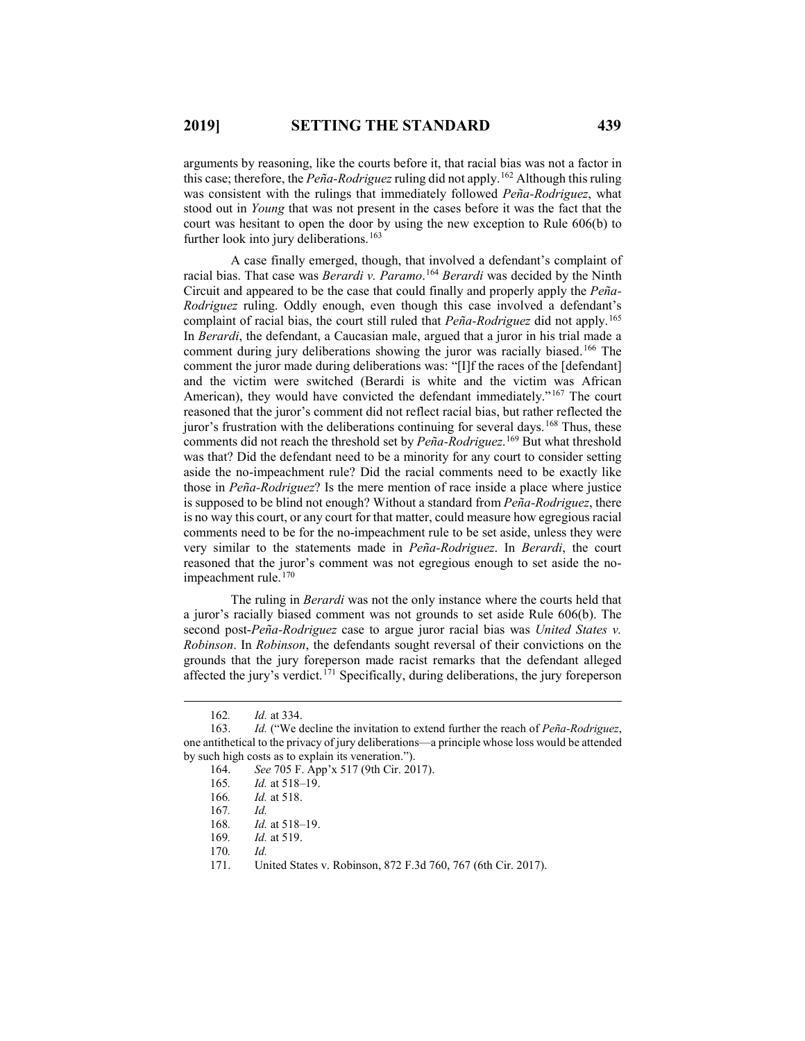arguments by reasoning, like the courts before it, that racial bias was not a factor in this case; therefore, the *Peña-Rodriguez* ruling did not apply.[162] Although this ruling was consistent with the rulings that immediately followed *Peña-Rodriguez*, what stood out in *Young* that was not present in the cases before it was the fact that the court was hesitant to open the door by using the new exception to Rule 606(b) to further look into jury deliberations.[163]

A case finally emerged, though, that involved a defendant's complaint of racial bias. That case was *Berardi v. Paramo*.[164] *Berardi* was decided by the Ninth Circuit and appeared to be the case that could finally and properly apply the *Peña-Rodriguez* ruling. Oddly enough, even though this case involved a defendant's complaint of racial bias, the court still ruled that *Peña-Rodriguez* did not apply.[165] In *Berardi*, the defendant, a Caucasian male, argued that a juror in his trial made a comment during jury deliberations showing the juror was racially biased.[166] The comment the juror made during deliberations was: "[I]f the races of the [defendant] and the victim were switched (Berardi is white and the victim was African American), they would have convicted the defendant immediately."[167] The court reasoned that the juror's comment did not reflect racial bias, but rather reflected the juror's frustration with the deliberations continuing for several days.[168] Thus, these comments did not reach the threshold set by *Peña-Rodriguez*.[169] But what threshold was that? Did the defendant need to be a minority for any court to consider setting aside the no-impeachment rule? Did the racial comments need to be exactly like those in *Peña-Rodriguez*? Is the mere mention of race inside a place where justice is supposed to be blind not enough? Without a standard from *Peña-Rodriguez*, there is no way this court, or any court for that matter, could measure how egregious racial comments need to be for the no-impeachment rule to be set aside, unless they were very similar to the statements made in *Peña-Rodriguez*. In *Berardi*, the court reasoned that the juror's comment was not egregious enough to set aside the no-impeachment rule.[170]

The ruling in *Berardi* was not the only instance where the courts held that a juror's racially biased comment was not grounds to set aside Rule 606(b). The second post-*Peña-Rodriguez* case to argue juror racial bias was *United States v. Robinson*. In *Robinson*, the defendants sought reversal of their convictions on the grounds that the jury foreperson made racist remarks that the defendant alleged affected the jury's verdict.[171] Specifically, during deliberations, the jury foreperson

---

162. *Id.* at 334.

163. *Id.* ("We decline the invitation to extend further the reach of *Peña-Rodriguez*, one antithetical to the privacy of jury deliberations—a principle whose loss would be attended by such high costs as to explain its veneration.").

164. *See* 705 F. App'x 517 (9th Cir. 2017).

165. *Id.* at 518–19.

166. *Id.* at 518.

167. *Id.*

168. *Id.* at 518–19.

169. *Id.* at 519.

170. *Id.*

171. United States v. Robinson, 872 F.3d 760, 767 (6th Cir. 2017).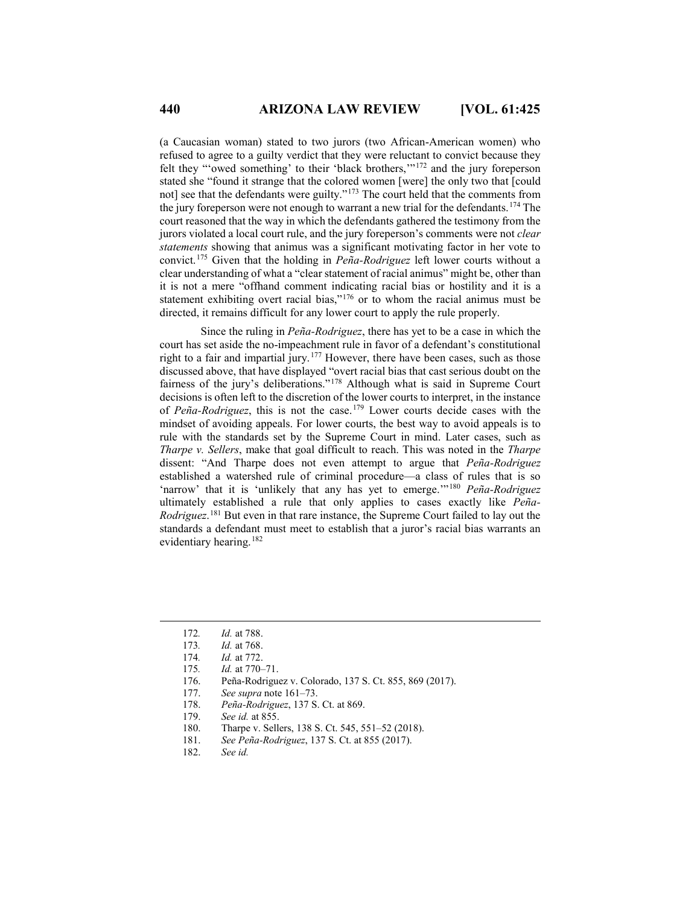(a Caucasian woman) stated to two jurors (two African-American women) who refused to agree to a guilty verdict that they were reluctant to convict because they felt they "'owed something' to their 'black brothers,'"[172] and the jury foreperson stated she "found it strange that the colored women [were] the only two that [could not] see that the defendants were guilty."[173] The court held that the comments from the jury foreperson were not enough to warrant a new trial for the defendants.[174] The court reasoned that the way in which the defendants gathered the testimony from the jurors violated a local court rule, and the jury foreperson's comments were not *clear statements* showing that animus was a significant motivating factor in her vote to convict.[175] Given that the holding in *Peña-Rodriguez* left lower courts without a clear understanding of what a "clear statement of racial animus" might be, other than it is not a mere "offhand comment indicating racial bias or hostility and it is a statement exhibiting overt racial bias,"[176] or to whom the racial animus must be directed, it remains difficult for any lower court to apply the rule properly.

Since the ruling in *Peña-Rodriguez*, there has yet to be a case in which the court has set aside the no-impeachment rule in favor of a defendant's constitutional right to a fair and impartial jury.[177] However, there have been cases, such as those discussed above, that have displayed "overt racial bias that cast serious doubt on the fairness of the jury's deliberations."[178] Although what is said in Supreme Court decisions is often left to the discretion of the lower courts to interpret, in the instance of *Peña-Rodriguez*, this is not the case.[179] Lower courts decide cases with the mindset of avoiding appeals. For lower courts, the best way to avoid appeals is to rule with the standards set by the Supreme Court in mind. Later cases, such as *Tharpe v. Sellers*, make that goal difficult to reach. This was noted in the *Tharpe* dissent: "And Tharpe does not even attempt to argue that *Peña-Rodriguez* established a watershed rule of criminal procedure—a class of rules that is so 'narrow' that it is 'unlikely that any has yet to emerge.'"[180] *Peña-Rodriguez* ultimately established a rule that only applies to cases exactly like *Peña-Rodriguez*.[181] But even in that rare instance, the Supreme Court failed to lay out the standards a defendant must meet to establish that a juror's racial bias warrants an evidentiary hearing.[182]

---

172. *Id.* at 788.
173. *Id.* at 768.
174. *Id.* at 772.
175. *Id.* at 770–71.
176. Peña-Rodriguez v. Colorado, 137 S. Ct. 855, 869 (2017).
177. *See supra* note 161–73.
178. *Peña-Rodriguez*, 137 S. Ct. at 869.
179. *See id.* at 855.
180. Tharpe v. Sellers, 138 S. Ct. 545, 551–52 (2018).
181. *See Peña-Rodriguez*, 137 S. Ct. at 855 (2017).
182. *See id.*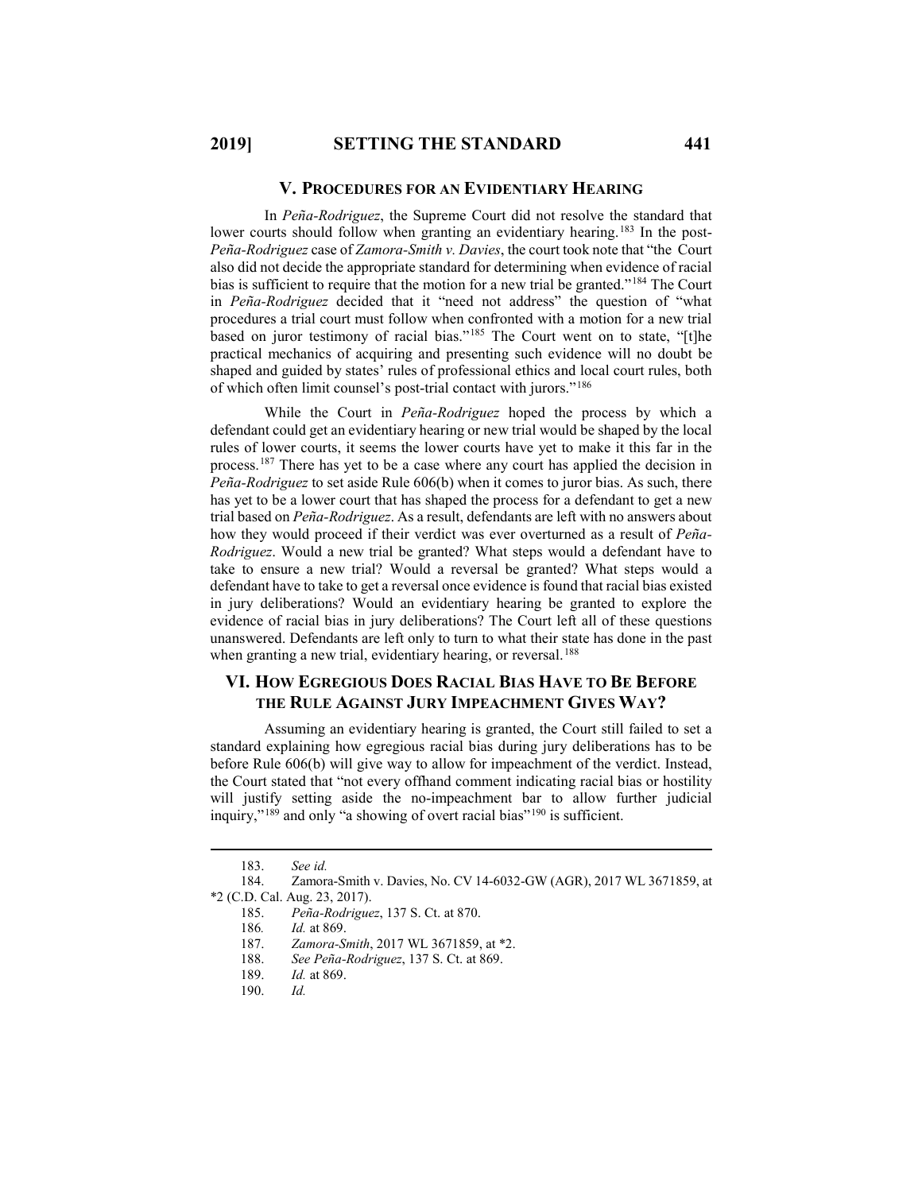## V. PROCEDURES FOR AN EVIDENTIARY HEARING

In *Peña-Rodriguez*, the Supreme Court did not resolve the standard that lower courts should follow when granting an evidentiary hearing.[183] In the post-*Peña-Rodriguez* case of *Zamora-Smith v. Davies*, the court took note that "the Court also did not decide the appropriate standard for determining when evidence of racial bias is sufficient to require that the motion for a new trial be granted."[184] The Court in *Peña-Rodriguez* decided that it "need not address" the question of "what procedures a trial court must follow when confronted with a motion for a new trial based on juror testimony of racial bias."[185] The Court went on to state, "[t]he practical mechanics of acquiring and presenting such evidence will no doubt be shaped and guided by states' rules of professional ethics and local court rules, both of which often limit counsel's post-trial contact with jurors."[186]

While the Court in *Peña-Rodriguez* hoped the process by which a defendant could get an evidentiary hearing or new trial would be shaped by the local rules of lower courts, it seems the lower courts have yet to make it this far in the process.[187] There has yet to be a case where any court has applied the decision in *Peña-Rodriguez* to set aside Rule 606(b) when it comes to juror bias. As such, there has yet to be a lower court that has shaped the process for a defendant to get a new trial based on *Peña-Rodriguez*. As a result, defendants are left with no answers about how they would proceed if their verdict was ever overturned as a result of *Peña-Rodriguez*. Would a new trial be granted? What steps would a defendant have to take to ensure a new trial? Would a reversal be granted? What steps would a defendant have to take to get a reversal once evidence is found that racial bias existed in jury deliberations? Would an evidentiary hearing be granted to explore the evidence of racial bias in jury deliberations? The Court left all of these questions unanswered. Defendants are left only to turn to what their state has done in the past when granting a new trial, evidentiary hearing, or reversal.[188]

## VI. HOW EGREGIOUS DOES RACIAL BIAS HAVE TO BE BEFORE THE RULE AGAINST JURY IMPEACHMENT GIVES WAY?

Assuming an evidentiary hearing is granted, the Court still failed to set a standard explaining how egregious racial bias during jury deliberations has to be before Rule 606(b) will give way to allow for impeachment of the verdict. Instead, the Court stated that "not every offhand comment indicating racial bias or hostility will justify setting aside the no-impeachment bar to allow further judicial inquiry,"[189] and only "a showing of overt racial bias"[190] is sufficient.

---

183. *See id.*

184. Zamora-Smith v. Davies, No. CV 14-6032-GW (AGR), 2017 WL 3671859, at *2 (C.D. Cal. Aug. 23, 2017).

185. *Peña-Rodriguez*, 137 S. Ct. at 870.

186. *Id.* at 869.

187. *Zamora-Smith*, 2017 WL 3671859, at *2.

188. *See Peña-Rodriguez*, 137 S. Ct. at 869.

189. *Id.* at 869.

190. *Id.*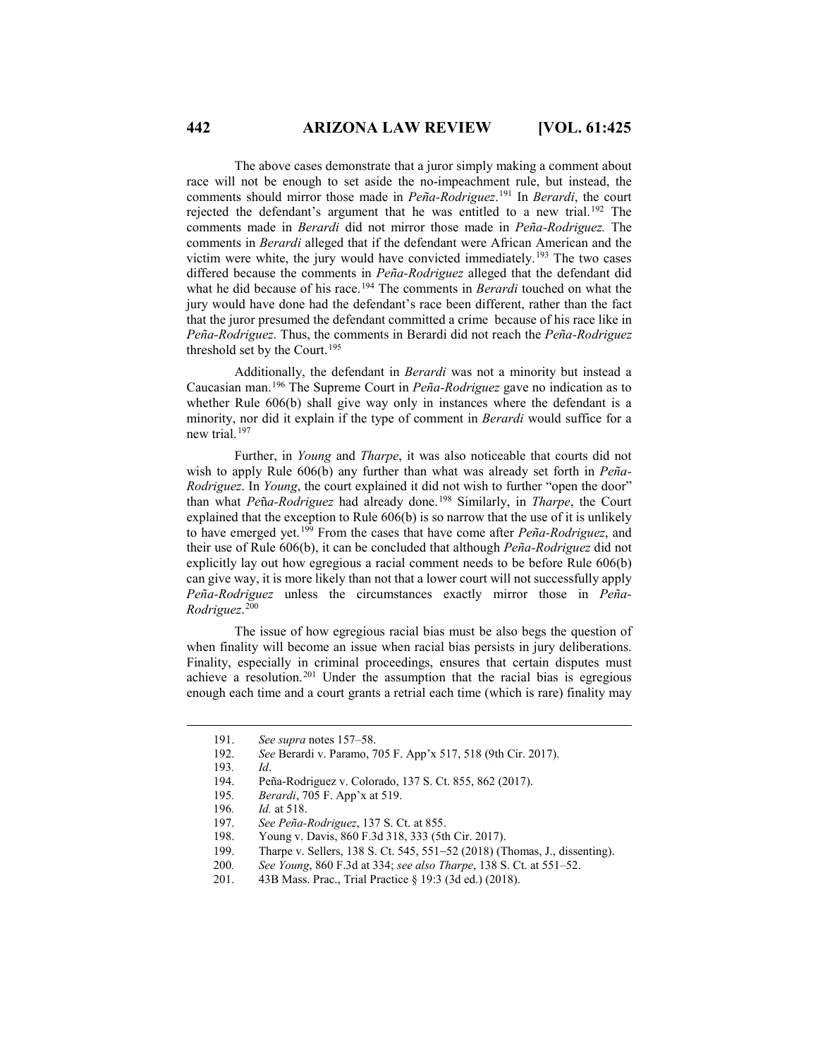The above cases demonstrate that a juror simply making a comment about race will not be enough to set aside the no-impeachment rule, but instead, the comments should mirror those made in *Peña-Rodriguez*.[191] In *Berardi*, the court rejected the defendant's argument that he was entitled to a new trial.[192] The comments made in *Berardi* did not mirror those made in *Peña-Rodriguez.* The comments in *Berardi* alleged that if the defendant were African American and the victim were white, the jury would have convicted immediately.[193] The two cases differed because the comments in *Peña-Rodriguez* alleged that the defendant did what he did because of his race.[194] The comments in *Berardi* touched on what the jury would have done had the defendant's race been different, rather than the fact that the juror presumed the defendant committed a crime because of his race like in *Peña-Rodriguez*. Thus, the comments in Berardi did not reach the *Peña-Rodriguez* threshold set by the Court.[195]

Additionally, the defendant in *Berardi* was not a minority but instead a Caucasian man.[196] The Supreme Court in *Peña-Rodriguez* gave no indication as to whether Rule 606(b) shall give way only in instances where the defendant is a minority, nor did it explain if the type of comment in *Berardi* would suffice for a new trial.[197]

Further, in *Young* and *Tharpe*, it was also noticeable that courts did not wish to apply Rule 606(b) any further than what was already set forth in *Peña-Rodriguez*. In *Young*, the court explained it did not wish to further "open the door" than what *Peña-Rodriguez* had already done.[198] Similarly, in *Tharpe*, the Court explained that the exception to Rule 606(b) is so narrow that the use of it is unlikely to have emerged yet.[199] From the cases that have come after *Peña-Rodriguez*, and their use of Rule 606(b), it can be concluded that although *Peña-Rodriguez* did not explicitly lay out how egregious a racial comment needs to be before Rule 606(b) can give way, it is more likely than not that a lower court will not successfully apply *Peña-Rodriguez* unless the circumstances exactly mirror those in *Peña-Rodriguez*.[200]

The issue of how egregious racial bias must be also begs the question of when finality will become an issue when racial bias persists in jury deliberations. Finality, especially in criminal proceedings, ensures that certain disputes must achieve a resolution.[201] Under the assumption that the racial bias is egregious enough each time and a court grants a retrial each time (which is rare) finality may

---

191. *See supra* notes 157–58.
192. *See* Berardi v. Paramo, 705 F. App'x 517, 518 (9th Cir. 2017).
193. *Id*.
194. Peña-Rodriguez v. Colorado, 137 S. Ct. 855, 862 (2017).
195. *Berardi*, 705 F. App'x at 519.
196. *Id.* at 518.
197. *See Peña-Rodriguez*, 137 S. Ct. at 855.
198. Young v. Davis, 860 F.3d 318, 333 (5th Cir. 2017).
199. Tharpe v. Sellers, 138 S. Ct. 545, 551–52 (2018) (Thomas, J., dissenting).
200. *See Young*, 860 F.3d at 334; *see also Tharpe*, 138 S. Ct. at 551–52.
201. 43B Mass. Prac., Trial Practice § 19:3 (3d ed.) (2018).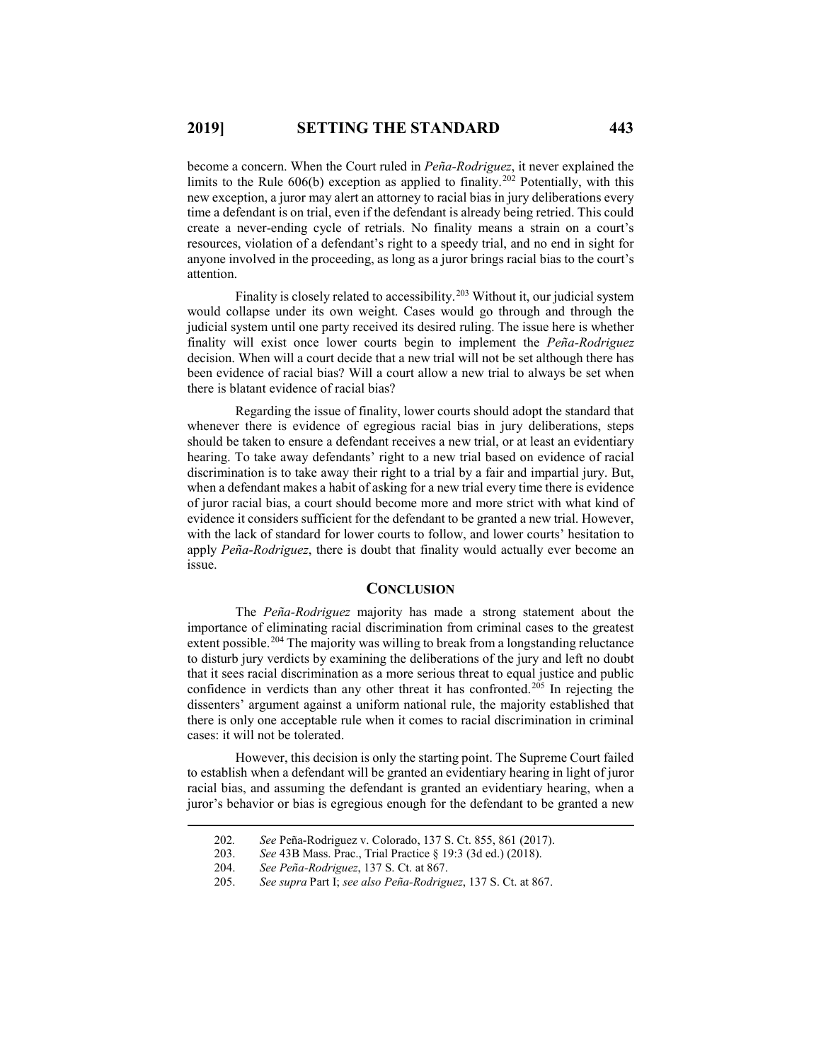become a concern. When the Court ruled in *Peña-Rodriguez*, it never explained the limits to the Rule 606(b) exception as applied to finality.[202] Potentially, with this new exception, a juror may alert an attorney to racial bias in jury deliberations every time a defendant is on trial, even if the defendant is already being retried. This could create a never-ending cycle of retrials. No finality means a strain on a court's resources, violation of a defendant's right to a speedy trial, and no end in sight for anyone involved in the proceeding, as long as a juror brings racial bias to the court's attention.

Finality is closely related to accessibility.[203] Without it, our judicial system would collapse under its own weight. Cases would go through and through the judicial system until one party received its desired ruling. The issue here is whether finality will exist once lower courts begin to implement the *Peña-Rodriguez* decision. When will a court decide that a new trial will not be set although there has been evidence of racial bias? Will a court allow a new trial to always be set when there is blatant evidence of racial bias?

Regarding the issue of finality, lower courts should adopt the standard that whenever there is evidence of egregious racial bias in jury deliberations, steps should be taken to ensure a defendant receives a new trial, or at least an evidentiary hearing. To take away defendants' right to a new trial based on evidence of racial discrimination is to take away their right to a trial by a fair and impartial jury. But, when a defendant makes a habit of asking for a new trial every time there is evidence of juror racial bias, a court should become more and more strict with what kind of evidence it considers sufficient for the defendant to be granted a new trial. However, with the lack of standard for lower courts to follow, and lower courts' hesitation to apply *Peña-Rodriguez*, there is doubt that finality would actually ever become an issue.

## CONCLUSION

The *Peña-Rodriguez* majority has made a strong statement about the importance of eliminating racial discrimination from criminal cases to the greatest extent possible.[204] The majority was willing to break from a longstanding reluctance to disturb jury verdicts by examining the deliberations of the jury and left no doubt that it sees racial discrimination as a more serious threat to equal justice and public confidence in verdicts than any other threat it has confronted.[205] In rejecting the dissenters' argument against a uniform national rule, the majority established that there is only one acceptable rule when it comes to racial discrimination in criminal cases: it will not be tolerated.

However, this decision is only the starting point. The Supreme Court failed to establish when a defendant will be granted an evidentiary hearing in light of juror racial bias, and assuming the defendant is granted an evidentiary hearing, when a juror's behavior or bias is egregious enough for the defendant to be granted a new

---

202. *See* Peña-Rodriguez v. Colorado, 137 S. Ct. 855, 861 (2017).

203. *See* 43B Mass. Prac., Trial Practice § 19:3 (3d ed.) (2018).

204. *See Peña-Rodriguez*, 137 S. Ct. at 867.

205. *See supra* Part I; *see also Peña-Rodriguez*, 137 S. Ct. at 867.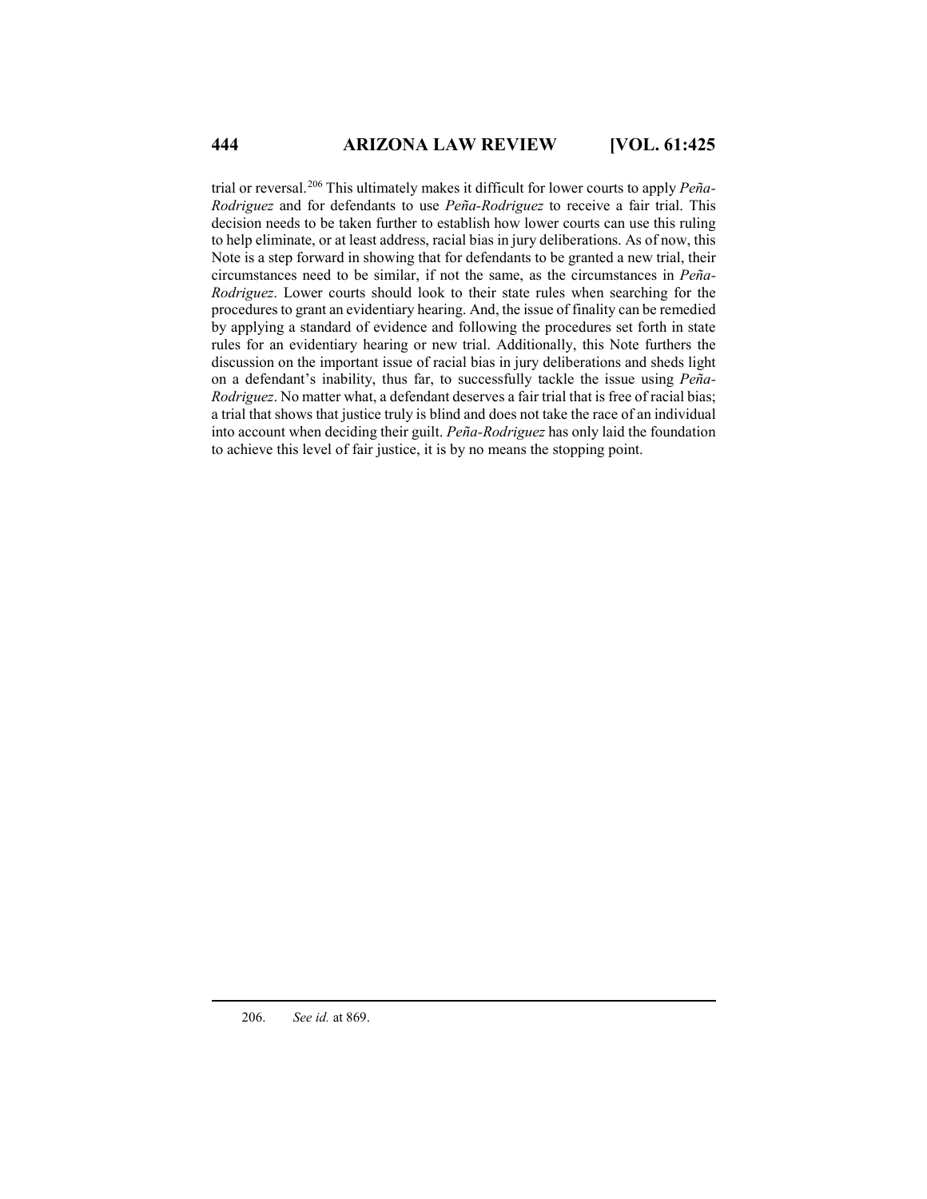trial or reversal.[206] This ultimately makes it difficult for lower courts to apply *Peña-Rodriguez* and for defendants to use *Peña-Rodriguez* to receive a fair trial. This decision needs to be taken further to establish how lower courts can use this ruling to help eliminate, or at least address, racial bias in jury deliberations. As of now, this Note is a step forward in showing that for defendants to be granted a new trial, their circumstances need to be similar, if not the same, as the circumstances in *Peña-Rodriguez*. Lower courts should look to their state rules when searching for the procedures to grant an evidentiary hearing. And, the issue of finality can be remedied by applying a standard of evidence and following the procedures set forth in state rules for an evidentiary hearing or new trial. Additionally, this Note furthers the discussion on the important issue of racial bias in jury deliberations and sheds light on a defendant's inability, thus far, to successfully tackle the issue using *Peña-Rodriguez*. No matter what, a defendant deserves a fair trial that is free of racial bias; a trial that shows that justice truly is blind and does not take the race of an individual into account when deciding their guilt. *Peña-Rodriguez* has only laid the foundation to achieve this level of fair justice, it is by no means the stopping point.

---

206. *See id.* at 869.